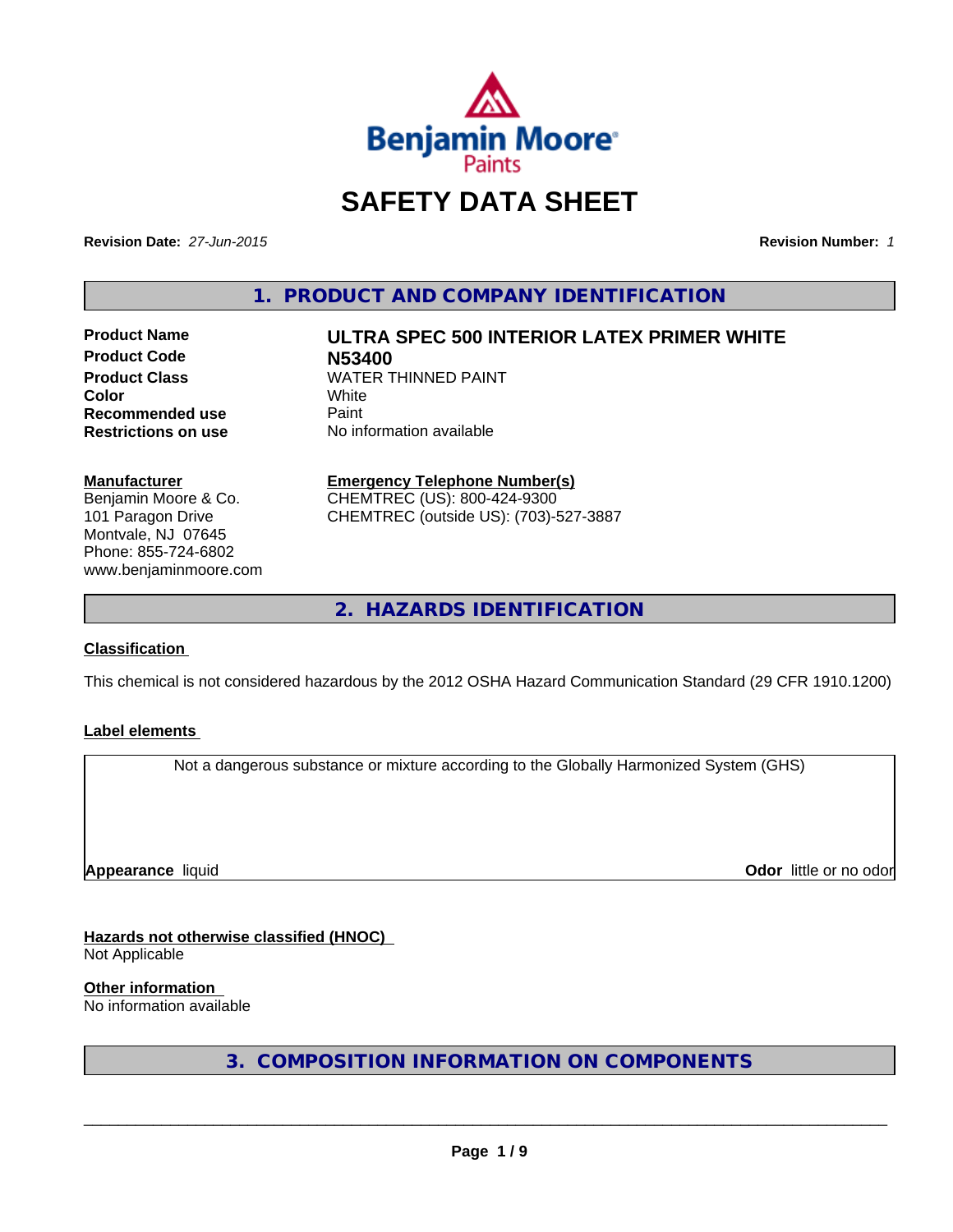Benjamin Moore Paints

# SAFETY DATA SHEET

**Revision Date:** *27-Jun-2015*

**Revision Number:** *1*

## 1. PRODUCT AND COMPANY IDENTIFICATION

| | |
|---|---|
| **Product Name** | **ULTRA SPEC 500 INTERIOR LATEX PRIMER WHITE** |
| **Product Code** | **N53400** |
| **Product Class** | WATER THINNED PAINT |
| **Color** | White |
| **Recommended use** | Paint |
| **Restrictions on use** | No information available |

**Manufacturer**
Benjamin Moore & Co.
101 Paragon Drive
Montvale, NJ 07645
Phone: 855-724-6802
www.benjaminmoore.com

**Emergency Telephone Number(s)**
CHEMTREC (US): 800-424-9300
CHEMTREC (outside US): (703)-527-3887

## 2. HAZARDS IDENTIFICATION

**Classification**

This chemical is not considered hazardous by the 2012 OSHA Hazard Communication Standard (29 CFR 1910.1200)

**Label elements**

Not a dangerous substance or mixture according to the Globally Harmonized System (GHS)

**Appearance** liquid

**Odor** little or no odor

**Hazards not otherwise classified (HNOC)**
Not Applicable

**Other information**
No information available

## 3. COMPOSITION INFORMATION ON COMPONENTS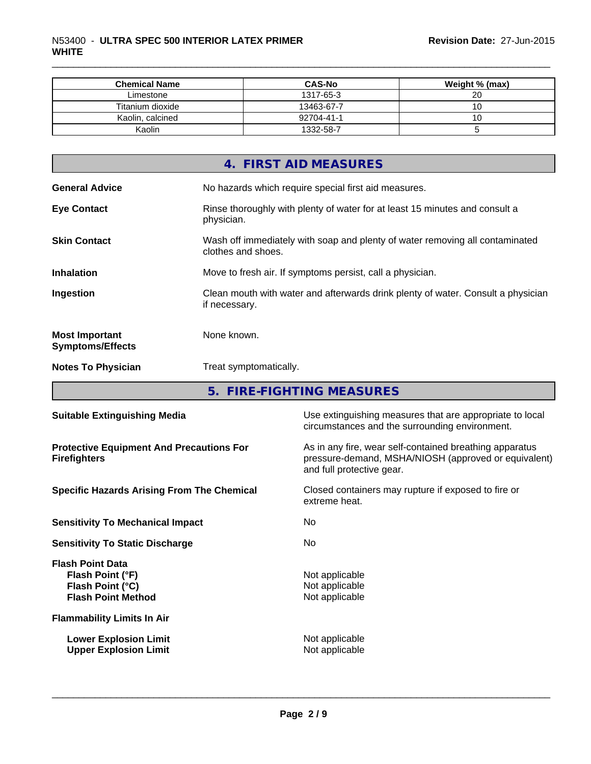| Chemical Name | CAS-No | Weight % (max) |
| --- | --- | --- |
| Limestone | 1317-65-3 | 20 |
| Titanium dioxide | 13463-67-7 | 10 |
| Kaolin, calcined | 92704-41-1 | 10 |
| Kaolin | 1332-58-7 | 5 |

## 4. FIRST AID MEASURES

**General Advice** No hazards which require special first aid measures.

**Eye Contact** Rinse thoroughly with plenty of water for at least 15 minutes and consult a physician.

**Skin Contact** Wash off immediately with soap and plenty of water removing all contaminated clothes and shoes.

**Inhalation** Move to fresh air. If symptoms persist, call a physician.

**Ingestion** Clean mouth with water and afterwards drink plenty of water. Consult a physician if necessary.

**Most Important Symptoms/Effects** None known.

**Notes To Physician** Treat symptomatically.

## 5. FIRE-FIGHTING MEASURES

**Suitable Extinguishing Media** Use extinguishing measures that are appropriate to local circumstances and the surrounding environment.

**Protective Equipment And Precautions For Firefighters** As in any fire, wear self-contained breathing apparatus pressure-demand, MSHA/NIOSH (approved or equivalent) and full protective gear.

**Specific Hazards Arising From The Chemical** Closed containers may rupture if exposed to fire or extreme heat.

**Sensitivity To Mechanical Impact** No

**Sensitivity To Static Discharge** No

**Flash Point Data**
**Flash Point (°F)** Not applicable
**Flash Point (°C)** Not applicable
**Flash Point Method** Not applicable

**Flammability Limits In Air**

**Lower Explosion Limit** Not applicable
**Upper Explosion Limit** Not applicable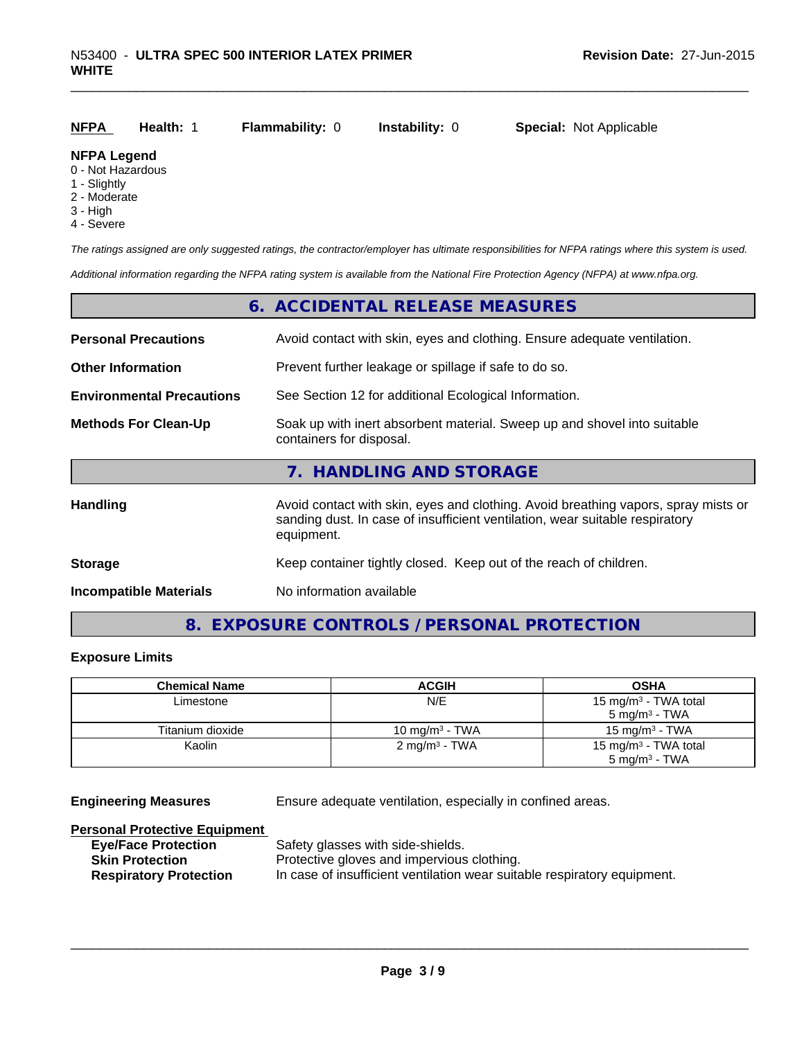**NFPA** **Health:** 1 **Flammability:** 0 **Instability:** 0 **Special:** Not Applicable

**NFPA Legend**
0 - Not Hazardous
1 - Slightly
2 - Moderate
3 - High
4 - Severe

*The ratings assigned are only suggested ratings, the contractor/employer has ultimate responsibilities for NFPA ratings where this system is used.*

*Additional information regarding the NFPA rating system is available from the National Fire Protection Agency (NFPA) at www.nfpa.org.*

## 6. ACCIDENTAL RELEASE MEASURES

**Personal Precautions** Avoid contact with skin, eyes and clothing. Ensure adequate ventilation.

**Other Information** Prevent further leakage or spillage if safe to do so.

**Environmental Precautions** See Section 12 for additional Ecological Information.

**Methods For Clean-Up** Soak up with inert absorbent material. Sweep up and shovel into suitable containers for disposal.

## 7. HANDLING AND STORAGE

**Handling** Avoid contact with skin, eyes and clothing. Avoid breathing vapors, spray mists or sanding dust. In case of insufficient ventilation, wear suitable respiratory equipment.

**Storage** Keep container tightly closed. Keep out of the reach of children.

**Incompatible Materials** No information available

## 8. EXPOSURE CONTROLS / PERSONAL PROTECTION

### Exposure Limits

| Chemical Name | ACGIH | OSHA |
|---|---|---|
| Limestone | N/E | 15 mg/m³ - TWA total<br>5 mg/m³ - TWA |
| Titanium dioxide | 10 mg/m³ - TWA | 15 mg/m³ - TWA |
| Kaolin | 2 mg/m³ - TWA | 15 mg/m³ - TWA total<br>5 mg/m³ - TWA |

**Engineering Measures** Ensure adequate ventilation, especially in confined areas.

**Personal Protective Equipment**
- **Eye/Face Protection** Safety glasses with side-shields.
- **Skin Protection** Protective gloves and impervious clothing.
- **Respiratory Protection** In case of insufficient ventilation wear suitable respiratory equipment.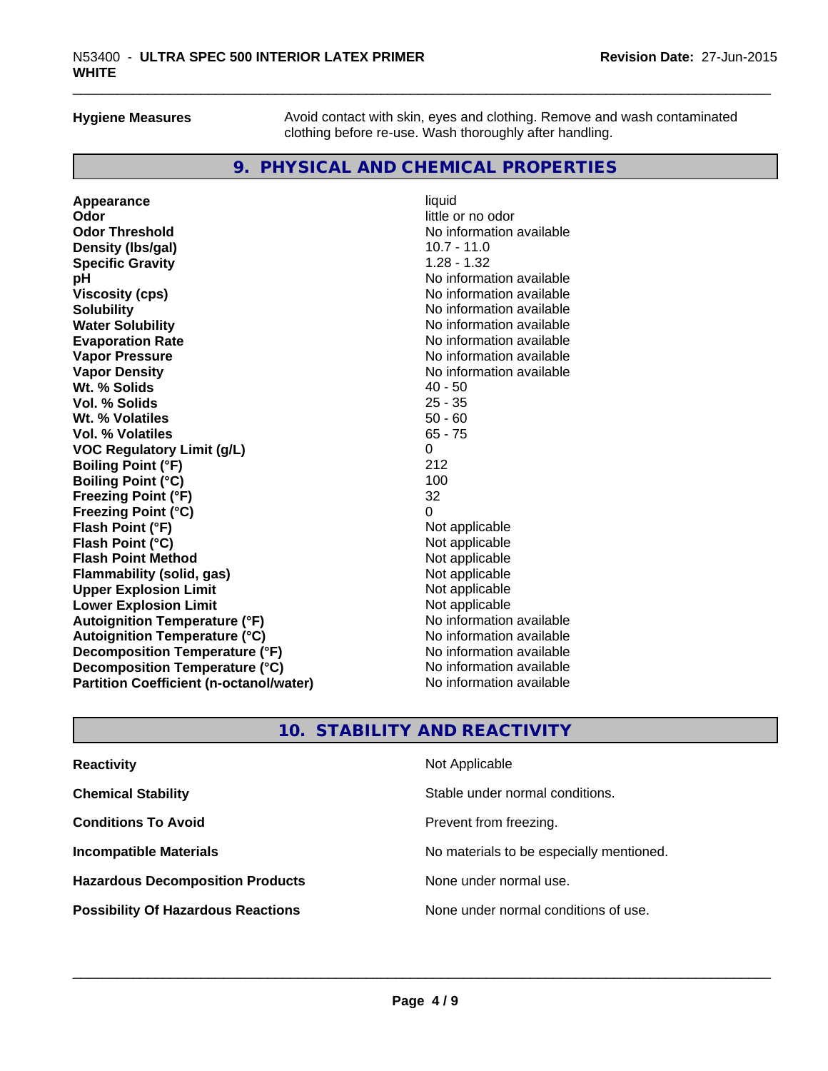**Hygiene Measures** Avoid contact with skin, eyes and clothing. Remove and wash contaminated clothing before re-use. Wash thoroughly after handling.

## 9. PHYSICAL AND CHEMICAL PROPERTIES

| Property | Value |
|---|---|
| **Appearance** | liquid |
| **Odor** | little or no odor |
| **Odor Threshold** | No information available |
| **Density (lbs/gal)** | 10.7 - 11.0 |
| **Specific Gravity** | 1.28 - 1.32 |
| **pH** | No information available |
| **Viscosity (cps)** | No information available |
| **Solubility** | No information available |
| **Water Solubility** | No information available |
| **Evaporation Rate** | No information available |
| **Vapor Pressure** | No information available |
| **Vapor Density** | No information available |
| **Wt. % Solids** | 40 - 50 |
| **Vol. % Solids** | 25 - 35 |
| **Wt. % Volatiles** | 50 - 60 |
| **Vol. % Volatiles** | 65 - 75 |
| **VOC Regulatory Limit (g/L)** | 0 |
| **Boiling Point (°F)** | 212 |
| **Boiling Point (°C)** | 100 |
| **Freezing Point (°F)** | 32 |
| **Freezing Point (°C)** | 0 |
| **Flash Point (°F)** | Not applicable |
| **Flash Point (°C)** | Not applicable |
| **Flash Point Method** | Not applicable |
| **Flammability (solid, gas)** | Not applicable |
| **Upper Explosion Limit** | Not applicable |
| **Lower Explosion Limit** | Not applicable |
| **Autoignition Temperature (°F)** | No information available |
| **Autoignition Temperature (°C)** | No information available |
| **Decomposition Temperature (°F)** | No information available |
| **Decomposition Temperature (°C)** | No information available |
| **Partition Coefficient (n-octanol/water)** | No information available |

## 10. STABILITY AND REACTIVITY

| Property | Value |
|---|---|
| **Reactivity** | Not Applicable |
| **Chemical Stability** | Stable under normal conditions. |
| **Conditions To Avoid** | Prevent from freezing. |
| **Incompatible Materials** | No materials to be especially mentioned. |
| **Hazardous Decomposition Products** | None under normal use. |
| **Possibility Of Hazardous Reactions** | None under normal conditions of use. |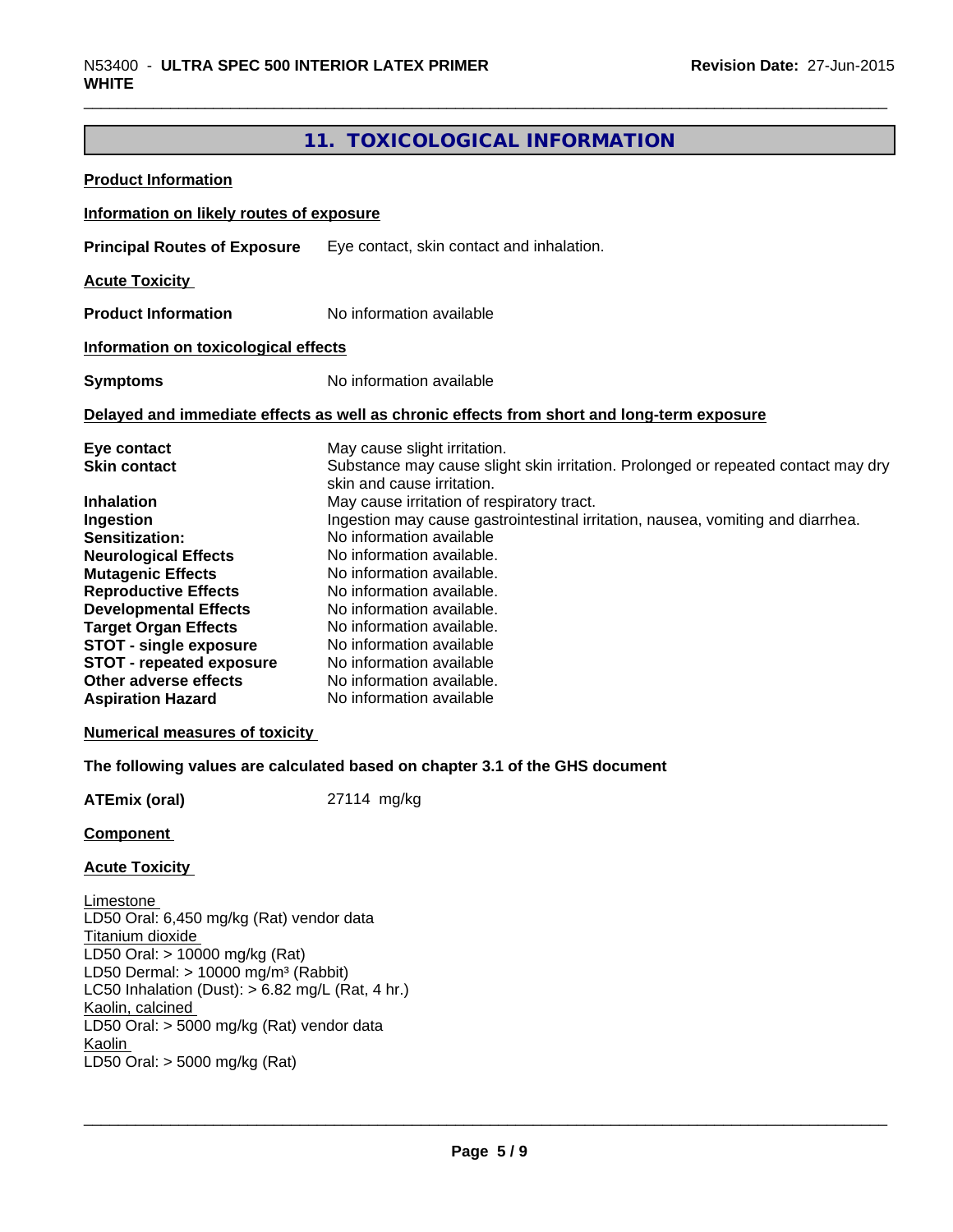## 11. TOXICOLOGICAL INFORMATION

**Product Information**

**Information on likely routes of exposure**

**Principal Routes of Exposure** Eye contact, skin contact and inhalation.

**Acute Toxicity**

**Product Information** No information available

**Information on toxicological effects**

**Symptoms** No information available

**Delayed and immediate effects as well as chronic effects from short and long-term exposure**

| | |
|---|---|
| **Eye contact** | May cause slight irritation. |
| **Skin contact** | Substance may cause slight skin irritation. Prolonged or repeated contact may dry skin and cause irritation. |
| **Inhalation** | May cause irritation of respiratory tract. |
| **Ingestion** | Ingestion may cause gastrointestinal irritation, nausea, vomiting and diarrhea. |
| **Sensitization:** | No information available |
| **Neurological Effects** | No information available. |
| **Mutagenic Effects** | No information available. |
| **Reproductive Effects** | No information available. |
| **Developmental Effects** | No information available. |
| **Target Organ Effects** | No information available. |
| **STOT - single exposure** | No information available |
| **STOT - repeated exposure** | No information available |
| **Other adverse effects** | No information available. |
| **Aspiration Hazard** | No information available |

**Numerical measures of toxicity**

**The following values are calculated based on chapter 3.1 of the GHS document**

**ATEmix (oral)** 27114 mg/kg

**Component**

**Acute Toxicity**

Limestone
LD50 Oral: 6,450 mg/kg (Rat) vendor data
Titanium dioxide
LD50 Oral: > 10000 mg/kg (Rat)
LD50 Dermal: > 10000 mg/m³ (Rabbit)
LC50 Inhalation (Dust): > 6.82 mg/L (Rat, 4 hr.)
Kaolin, calcined
LD50 Oral: > 5000 mg/kg (Rat) vendor data
Kaolin
LD50 Oral: > 5000 mg/kg (Rat)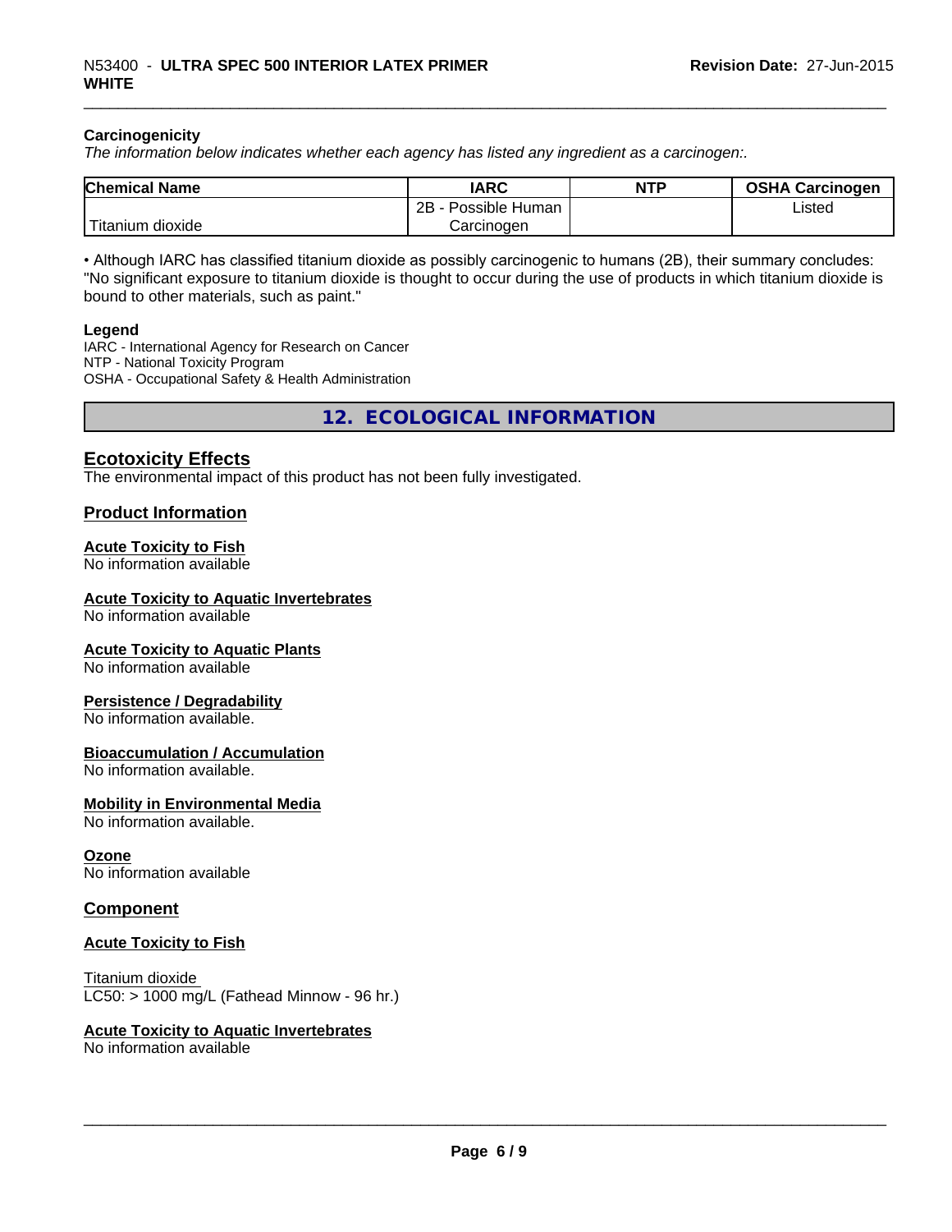**Carcinogenicity**

*The information below indicates whether each agency has listed any ingredient as a carcinogen:.*

| Chemical Name | IARC | NTP | OSHA Carcinogen |
|---|---|---|---|
| Titanium dioxide | 2B - Possible Human Carcinogen | | Listed |

• Although IARC has classified titanium dioxide as possibly carcinogenic to humans (2B), their summary concludes: "No significant exposure to titanium dioxide is thought to occur during the use of products in which titanium dioxide is bound to other materials, such as paint."

**Legend**

IARC - International Agency for Research on Cancer
NTP - National Toxicity Program
OSHA - Occupational Safety & Health Administration

## 12. ECOLOGICAL INFORMATION

### Ecotoxicity Effects

The environmental impact of this product has not been fully investigated.

### Product Information

**Acute Toxicity to Fish**
No information available

**Acute Toxicity to Aquatic Invertebrates**
No information available

**Acute Toxicity to Aquatic Plants**
No information available

**Persistence / Degradability**
No information available.

**Bioaccumulation / Accumulation**
No information available.

**Mobility in Environmental Media**
No information available.

**Ozone**
No information available

### Component

**Acute Toxicity to Fish**

Titanium dioxide
LC50: > 1000 mg/L (Fathead Minnow - 96 hr.)

**Acute Toxicity to Aquatic Invertebrates**
No information available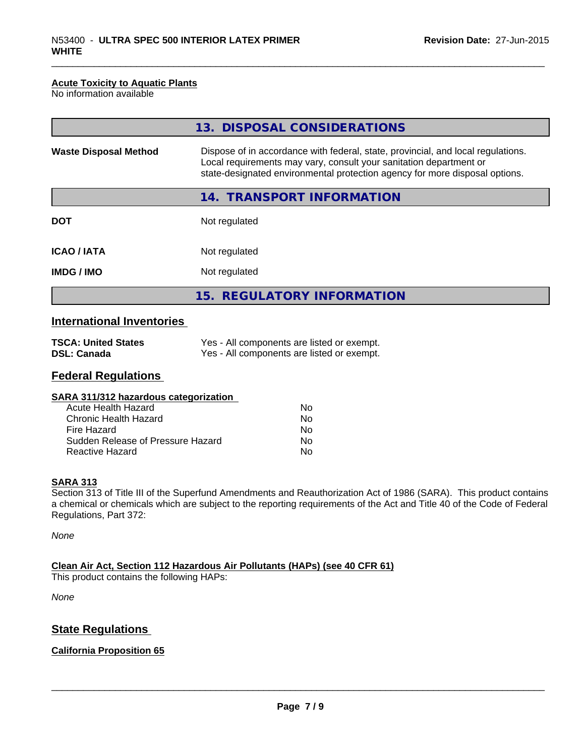**Acute Toxicity to Aquatic Plants**
No information available

## 13. DISPOSAL CONSIDERATIONS

| | |
|---|---|
| **Waste Disposal Method** | Dispose of in accordance with federal, state, provincial, and local regulations. Local requirements may vary, consult your sanitation department or state-designated environmental protection agency for more disposal options. |

## 14. TRANSPORT INFORMATION

| | |
|---|---|
| **DOT** | Not regulated |
| **ICAO / IATA** | Not regulated |
| **IMDG / IMO** | Not regulated |

## 15. REGULATORY INFORMATION

### International Inventories

| | |
|---|---|
| **TSCA: United States** | Yes - All components are listed or exempt. |
| **DSL: Canada** | Yes - All components are listed or exempt. |

### Federal Regulations

**SARA 311/312 hazardous categorization**

| | |
|---|---|
| Acute Health Hazard | No |
| Chronic Health Hazard | No |
| Fire Hazard | No |
| Sudden Release of Pressure Hazard | No |
| Reactive Hazard | No |

**SARA 313**
Section 313 of Title III of the Superfund Amendments and Reauthorization Act of 1986 (SARA). This product contains a chemical or chemicals which are subject to the reporting requirements of the Act and Title 40 of the Code of Federal Regulations, Part 372:

*None*

**Clean Air Act, Section 112 Hazardous Air Pollutants (HAPs) (see 40 CFR 61)**
This product contains the following HAPs:

*None*

### State Regulations

**California Proposition 65**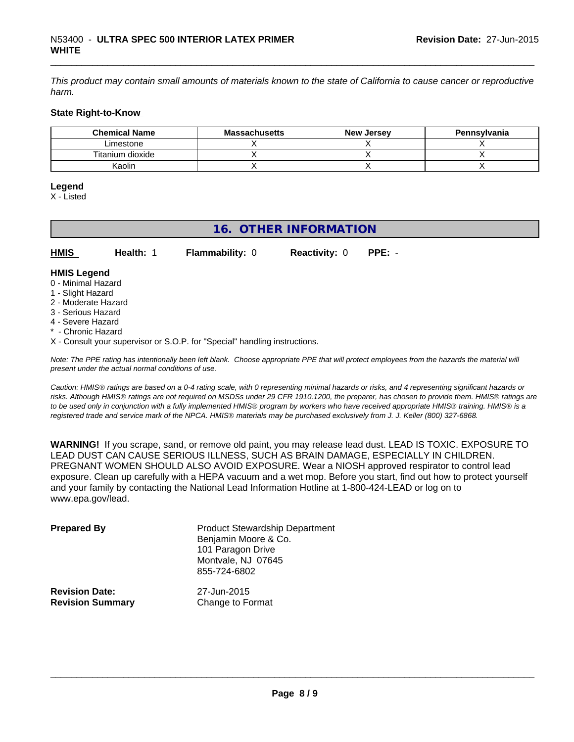*This product may contain small amounts of materials known to the state of California to cause cancer or reproductive harm.*

**State Right-to-Know**

| Chemical Name | Massachusetts | New Jersey | Pennsylvania |
|---|---|---|---|
| Limestone | X | X | X |
| Titanium dioxide | X | X | X |
| Kaolin | X | X | X |

**Legend**
X - Listed

## 16. OTHER INFORMATION

**HMIS** **Health:** 1 **Flammability:** 0 **Reactivity:** 0 **PPE:** -

**HMIS Legend**
0 - Minimal Hazard
1 - Slight Hazard
2 - Moderate Hazard
3 - Serious Hazard
4 - Severe Hazard
* - Chronic Hazard
X - Consult your supervisor or S.O.P. for "Special" handling instructions.

*Note: The PPE rating has intentionally been left blank. Choose appropriate PPE that will protect employees from the hazards the material will present under the actual normal conditions of use.*

*Caution: HMIS® ratings are based on a 0-4 rating scale, with 0 representing minimal hazards or risks, and 4 representing significant hazards or risks. Although HMIS® ratings are not required on MSDSs under 29 CFR 1910.1200, the preparer, has chosen to provide them. HMIS® ratings are to be used only in conjunction with a fully implemented HMIS® program by workers who have received appropriate HMIS® training. HMIS® is a registered trade and service mark of the NPCA. HMIS® materials may be purchased exclusively from J. J. Keller (800) 327-6868.*

**WARNING!** If you scrape, sand, or remove old paint, you may release lead dust. LEAD IS TOXIC. EXPOSURE TO LEAD DUST CAN CAUSE SERIOUS ILLNESS, SUCH AS BRAIN DAMAGE, ESPECIALLY IN CHILDREN. PREGNANT WOMEN SHOULD ALSO AVOID EXPOSURE. Wear a NIOSH approved respirator to control lead exposure. Clean up carefully with a HEPA vacuum and a wet mop. Before you start, find out how to protect yourself and your family by contacting the National Lead Information Hotline at 1-800-424-LEAD or log on to www.epa.gov/lead.

**Prepared By**
Product Stewardship Department
Benjamin Moore & Co.
101 Paragon Drive
Montvale, NJ 07645
855-724-6802

**Revision Date:** 27-Jun-2015
**Revision Summary** Change to Format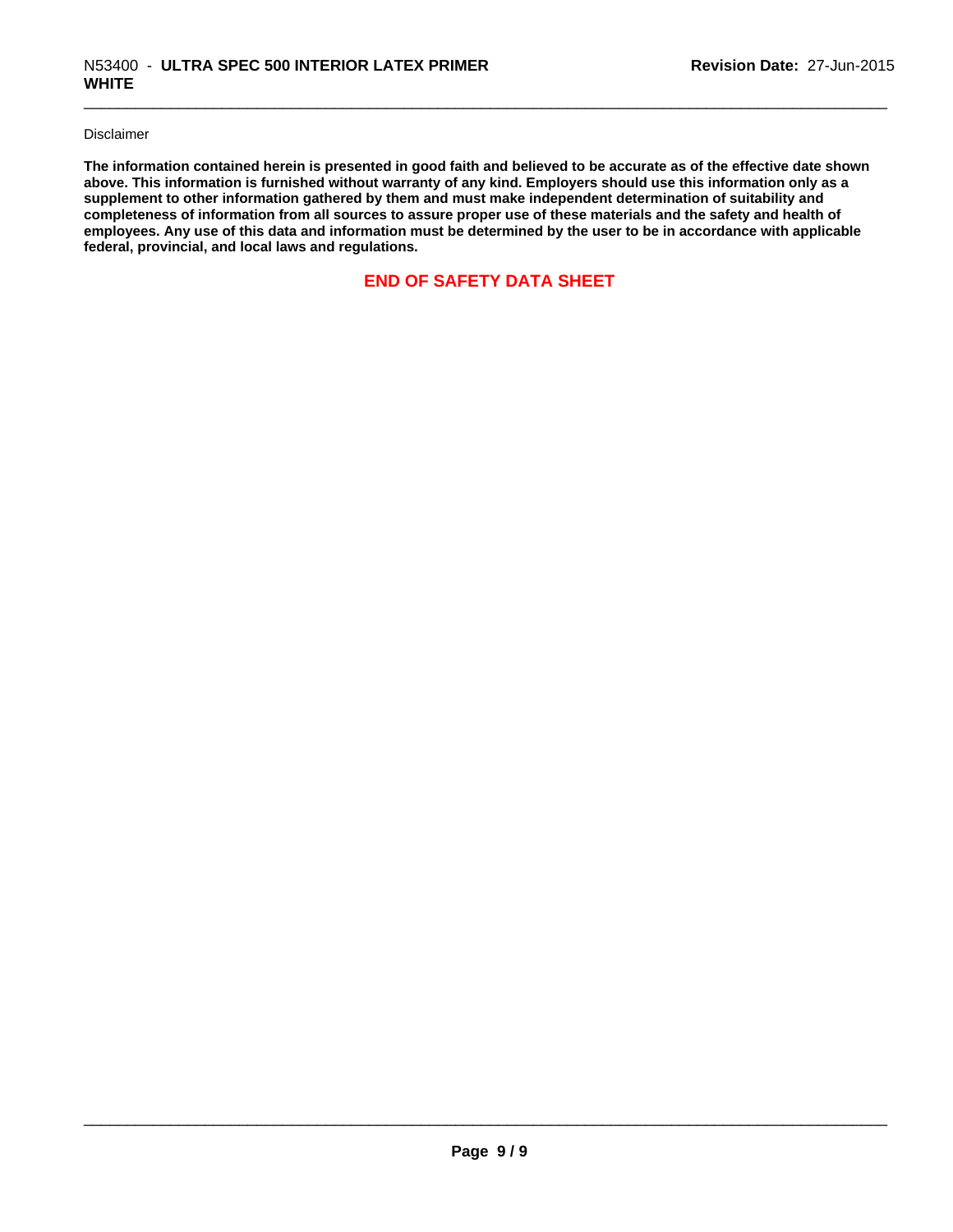Disclaimer

**The information contained herein is presented in good faith and believed to be accurate as of the effective date shown above. This information is furnished without warranty of any kind. Employers should use this information only as a supplement to other information gathered by them and must make independent determination of suitability and completeness of information from all sources to assure proper use of these materials and the safety and health of employees. Any use of this data and information must be determined by the user to be in accordance with applicable federal, provincial, and local laws and regulations.**

**END OF SAFETY DATA SHEET**